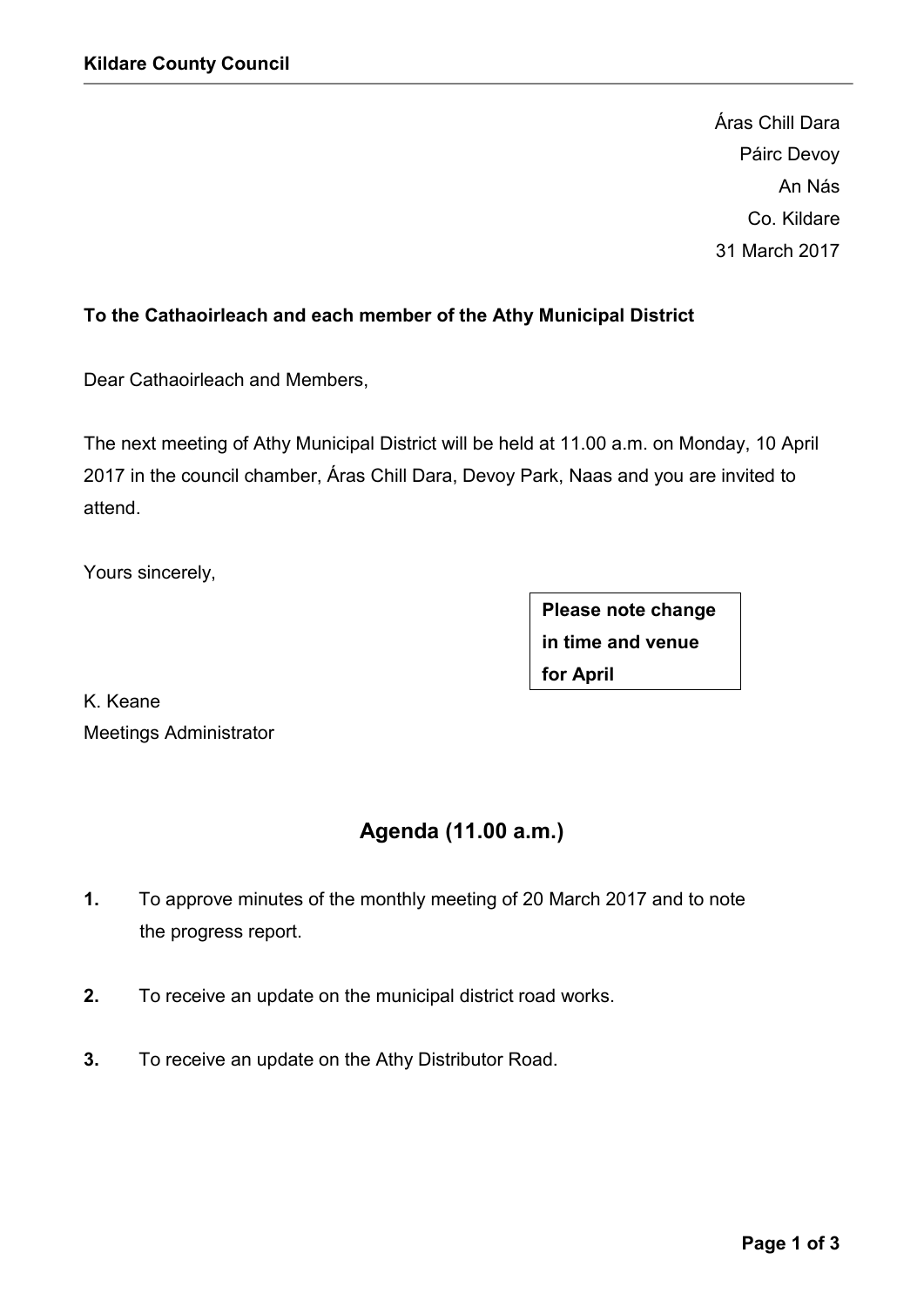**Kildare County Council**

Áras Chill Dara
Páirc Devoy
An Nás
Co. Kildare
31 March 2017

**To the Cathaoirleach and each member of the Athy Municipal District**

Dear Cathaoirleach and Members,

The next meeting of Athy Municipal District will be held at 11.00 a.m. on Monday, 10 April 2017 in the council chamber, Áras Chill Dara, Devoy Park, Naas and you are invited to attend.

Yours sincerely,

**Please note change in time and venue for April**

K. Keane
Meetings Administrator

## Agenda (11.00 a.m.)

**1.** To approve minutes of the monthly meeting of 20 March 2017 and to note the progress report.

**2.** To receive an update on the municipal district road works.

**3.** To receive an update on the Athy Distributor Road.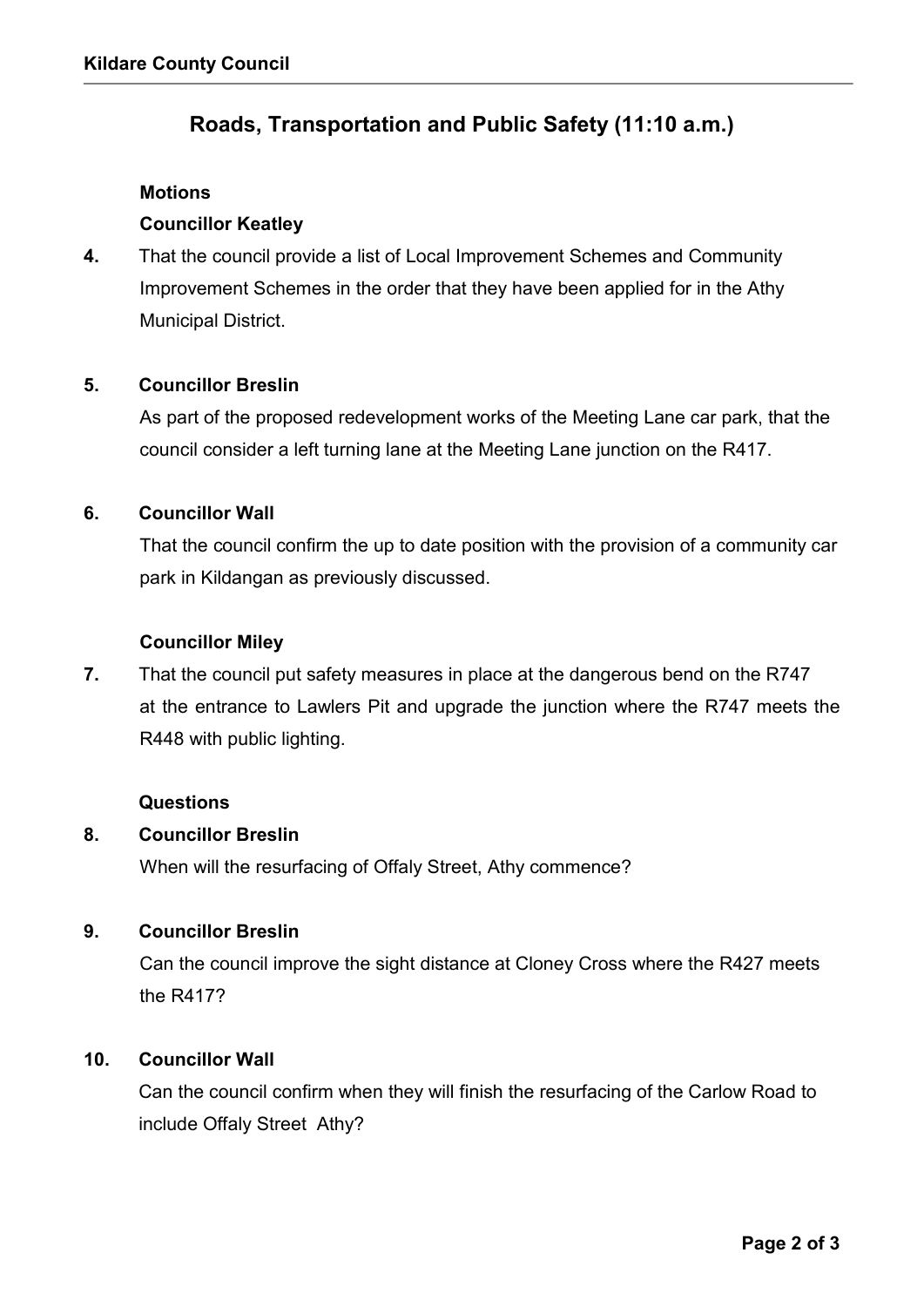## Roads, Transportation and Public Safety (11:10 a.m.)

**Motions**

**Councillor Keatley**

**4.** That the council provide a list of Local Improvement Schemes and Community Improvement Schemes in the order that they have been applied for in the Athy Municipal District.

**5. Councillor Breslin**

As part of the proposed redevelopment works of the Meeting Lane car park, that the council consider a left turning lane at the Meeting Lane junction on the R417.

**6. Councillor Wall**

That the council confirm the up to date position with the provision of a community car park in Kildangan as previously discussed.

**Councillor Miley**

**7.** That the council put safety measures in place at the dangerous bend on the R747 at the entrance to Lawlers Pit and upgrade the junction where the R747 meets the R448 with public lighting.

**Questions**

**8. Councillor Breslin**

When will the resurfacing of Offaly Street, Athy commence?

**9. Councillor Breslin**

Can the council improve the sight distance at Cloney Cross where the R427 meets the R417?

**10. Councillor Wall**

Can the council confirm when they will finish the resurfacing of the Carlow Road to include Offaly Street Athy?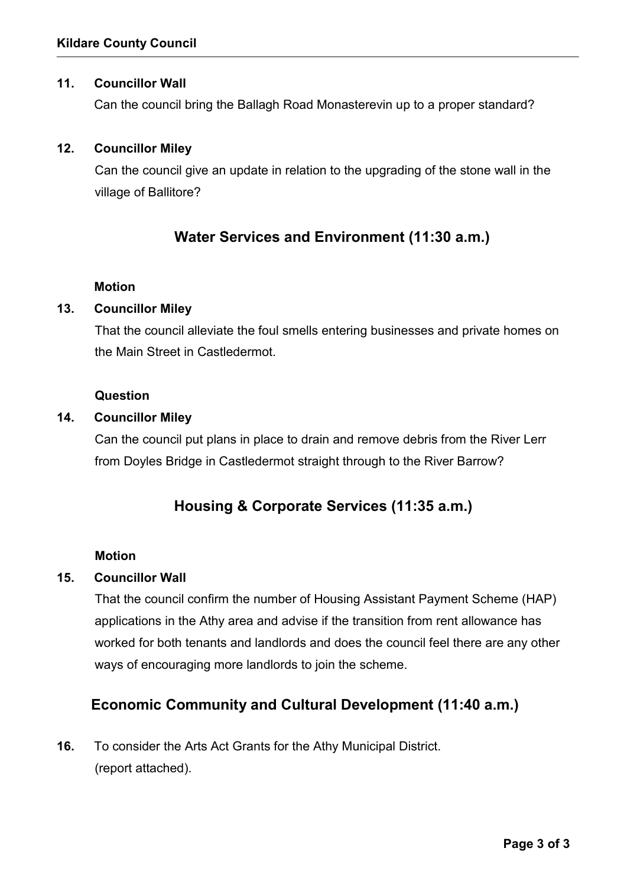**11. Councillor Wall**

Can the council bring the Ballagh Road Monasterevin up to a proper standard?

**12. Councillor Miley**

Can the council give an update in relation to the upgrading of the stone wall in the village of Ballitore?

## Water Services and Environment (11:30 a.m.)

**Motion**

**13. Councillor Miley**

That the council alleviate the foul smells entering businesses and private homes on the Main Street in Castledermot.

**Question**

**14. Councillor Miley**

Can the council put plans in place to drain and remove debris from the River Lerr from Doyles Bridge in Castledermot straight through to the River Barrow?

## Housing & Corporate Services (11:35 a.m.)

**Motion**

**15. Councillor Wall**

That the council confirm the number of Housing Assistant Payment Scheme (HAP) applications in the Athy area and advise if the transition from rent allowance has worked for both tenants and landlords and does the council feel there are any other ways of encouraging more landlords to join the scheme.

## Economic Community and Cultural Development (11:40 a.m.)

**16.** To consider the Arts Act Grants for the Athy Municipal District. (report attached).